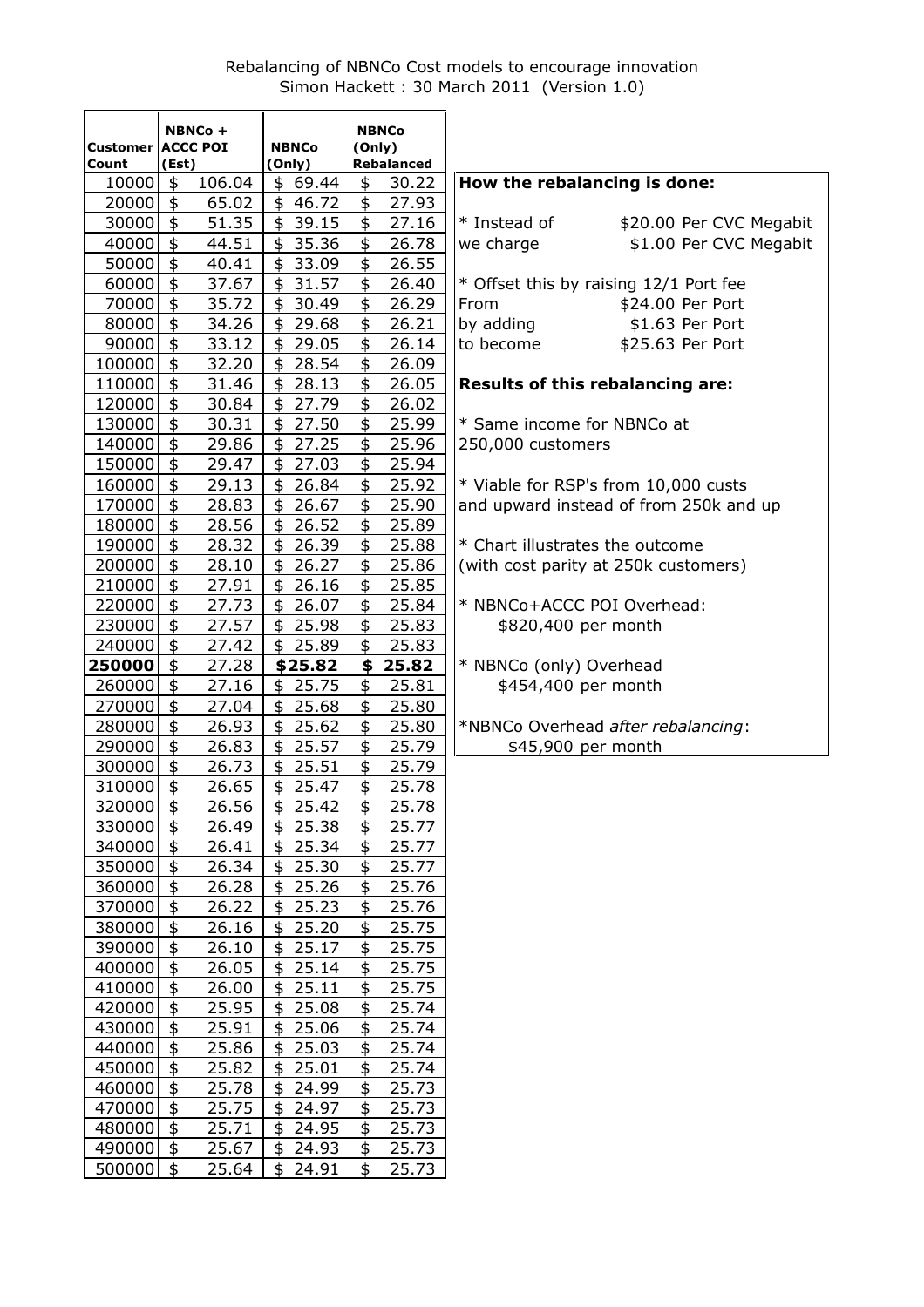Rebalancing of NBNCo Cost models to encourage innovation
Simon Hackett : 30 March 2011 (Version 1.0)

| Customer Count | NBNCo + ACCC POI (Est) | NBNCo (Only) | NBNCo (Only) Rebalanced |
|---|---|---|---|
| 10000 | $ 106.04 | $ 69.44 | $ 30.22 |
| 20000 | $ 65.02 | $ 46.72 | $ 27.93 |
| 30000 | $ 51.35 | $ 39.15 | $ 27.16 |
| 40000 | $ 44.51 | $ 35.36 | $ 26.78 |
| 50000 | $ 40.41 | $ 33.09 | $ 26.55 |
| 60000 | $ 37.67 | $ 31.57 | $ 26.40 |
| 70000 | $ 35.72 | $ 30.49 | $ 26.29 |
| 80000 | $ 34.26 | $ 29.68 | $ 26.21 |
| 90000 | $ 33.12 | $ 29.05 | $ 26.14 |
| 100000 | $ 32.20 | $ 28.54 | $ 26.09 |
| 110000 | $ 31.46 | $ 28.13 | $ 26.05 |
| 120000 | $ 30.84 | $ 27.79 | $ 26.02 |
| 130000 | $ 30.31 | $ 27.50 | $ 25.99 |
| 140000 | $ 29.86 | $ 27.25 | $ 25.96 |
| 150000 | $ 29.47 | $ 27.03 | $ 25.94 |
| 160000 | $ 29.13 | $ 26.84 | $ 25.92 |
| 170000 | $ 28.83 | $ 26.67 | $ 25.90 |
| 180000 | $ 28.56 | $ 26.52 | $ 25.89 |
| 190000 | $ 28.32 | $ 26.39 | $ 25.88 |
| 200000 | $ 28.10 | $ 26.27 | $ 25.86 |
| 210000 | $ 27.91 | $ 26.16 | $ 25.85 |
| 220000 | $ 27.73 | $ 26.07 | $ 25.84 |
| 230000 | $ 27.57 | $ 25.98 | $ 25.83 |
| 240000 | $ 27.42 | $ 25.89 | $ 25.83 |
| **250000** | $ 27.28 | **$25.82** | **$ 25.82** |
| 260000 | $ 27.16 | $ 25.75 | $ 25.81 |
| 270000 | $ 27.04 | $ 25.68 | $ 25.80 |
| 280000 | $ 26.93 | $ 25.62 | $ 25.80 |
| 290000 | $ 26.83 | $ 25.57 | $ 25.79 |
| 300000 | $ 26.73 | $ 25.51 | $ 25.79 |
| 310000 | $ 26.65 | $ 25.47 | $ 25.78 |
| 320000 | $ 26.56 | $ 25.42 | $ 25.78 |
| 330000 | $ 26.49 | $ 25.38 | $ 25.77 |
| 340000 | $ 26.41 | $ 25.34 | $ 25.77 |
| 350000 | $ 26.34 | $ 25.30 | $ 25.77 |
| 360000 | $ 26.28 | $ 25.26 | $ 25.76 |
| 370000 | $ 26.22 | $ 25.23 | $ 25.76 |
| 380000 | $ 26.16 | $ 25.20 | $ 25.75 |
| 390000 | $ 26.10 | $ 25.17 | $ 25.75 |
| 400000 | $ 26.05 | $ 25.14 | $ 25.75 |
| 410000 | $ 26.00 | $ 25.11 | $ 25.75 |
| 420000 | $ 25.95 | $ 25.08 | $ 25.74 |
| 430000 | $ 25.91 | $ 25.06 | $ 25.74 |
| 440000 | $ 25.86 | $ 25.03 | $ 25.74 |
| 450000 | $ 25.82 | $ 25.01 | $ 25.74 |
| 460000 | $ 25.78 | $ 24.99 | $ 25.73 |
| 470000 | $ 25.75 | $ 24.97 | $ 25.73 |
| 480000 | $ 25.71 | $ 24.95 | $ 25.73 |
| 490000 | $ 25.67 | $ 24.93 | $ 25.73 |
| 500000 | $ 25.64 | $ 24.91 | $ 25.73 |

**How the rebalancing is done:**

* Instead of $20.00 Per CVC Megabit
we charge $1.00 Per CVC Megabit

* Offset this by raising 12/1 Port fee
From $24.00 Per Port
by adding $1.63 Per Port
to become $25.63 Per Port

**Results of this rebalancing are:**

* Same income for NBNCo at 250,000 customers

* Viable for RSP's from 10,000 custs and upward instead of from 250k and up

* Chart illustrates the outcome (with cost parity at 250k customers)

* NBNCo+ACCC POI Overhead:
$820,400 per month

* NBNCo (only) Overhead
$454,400 per month

*NBNCo Overhead *after rebalancing*:
$45,900 per month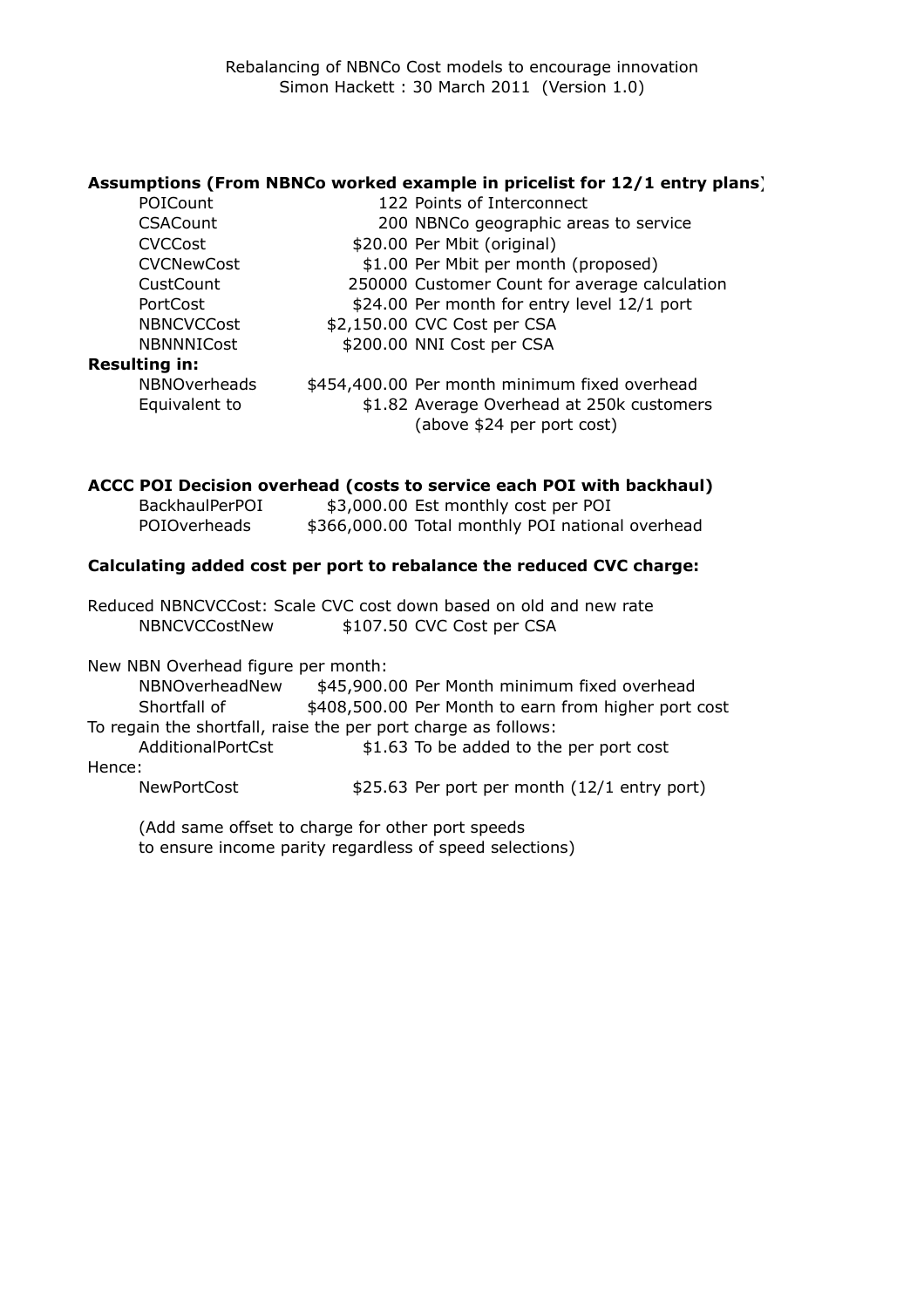Rebalancing of NBNCo Cost models to encourage innovation
Simon Hackett : 30 March 2011 (Version 1.0)

**Assumptions (From NBNCo worked example in pricelist for 12/1 entry plans)**

| | | |
|---|---|---|
| POICount | 122 | Points of Interconnect |
| CSACount | 200 | NBNCo geographic areas to service |
| CVCCost | $20.00 | Per Mbit (original) |
| CVCNewCost | $1.00 | Per Mbit per month (proposed) |
| CustCount | 250000 | Customer Count for average calculation |
| PortCost | $24.00 | Per month for entry level 12/1 port |
| NBNCVCCost | $2,150.00 | CVC Cost per CSA |
| NBNNNICost | $200.00 | NNI Cost per CSA |

**Resulting in:**

| | | |
|---|---|---|
| NBNOverheads | $454,400.00 | Per month minimum fixed overhead |
| Equivalent to | $1.82 | Average Overhead at 250k customers (above $24 per port cost) |

**ACCC POI Decision overhead (costs to service each POI with backhaul)**

| | | |
|---|---|---|
| BackhaulPerPOI | $3,000.00 | Est monthly cost per POI |
| POIOverheads | $366,000.00 | Total monthly POI national overhead |

**Calculating added cost per port to rebalance the reduced CVC charge:**

Reduced NBNCVCCost: Scale CVC cost down based on old and new rate

| | | |
|---|---|---|
| NBNCVCCostNew | $107.50 | CVC Cost per CSA |

New NBN Overhead figure per month:

| | | |
|---|---|---|
| NBNOverheadNew | $45,900.00 | Per Month minimum fixed overhead |
| Shortfall of | $408,500.00 | Per Month to earn from higher port cost |

To regain the shortfall, raise the per port charge as follows:

| | | |
|---|---|---|
| AdditionalPortCst | $1.63 | To be added to the per port cost |

Hence:

| | | |
|---|---|---|
| NewPortCost | $25.63 | Per port per month (12/1 entry port) |

(Add same offset to charge for other port speeds
to ensure income parity regardless of speed selections)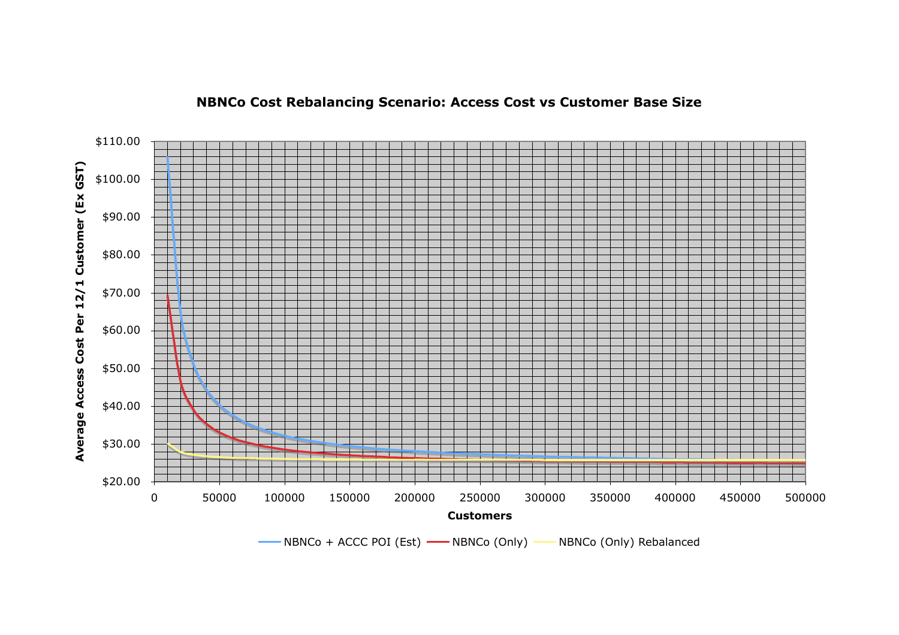NBNCo Cost Rebalancing Scenario: Access Cost vs Customer Base Size

$110.00
$100.00
$90.00
$80.00
$70.00
$60.00
$50.00
$40.00
$30.00
$20.00

Average Access Cost Per 12/1 Customer (Ex GST)

0
50000
100000
150000
200000
250000
300000
350000
400000
450000
500000

Customers

NBNCo + ACCC POI (Est)
NBNCo (Only)
NBNCo (Only) Rebalanced